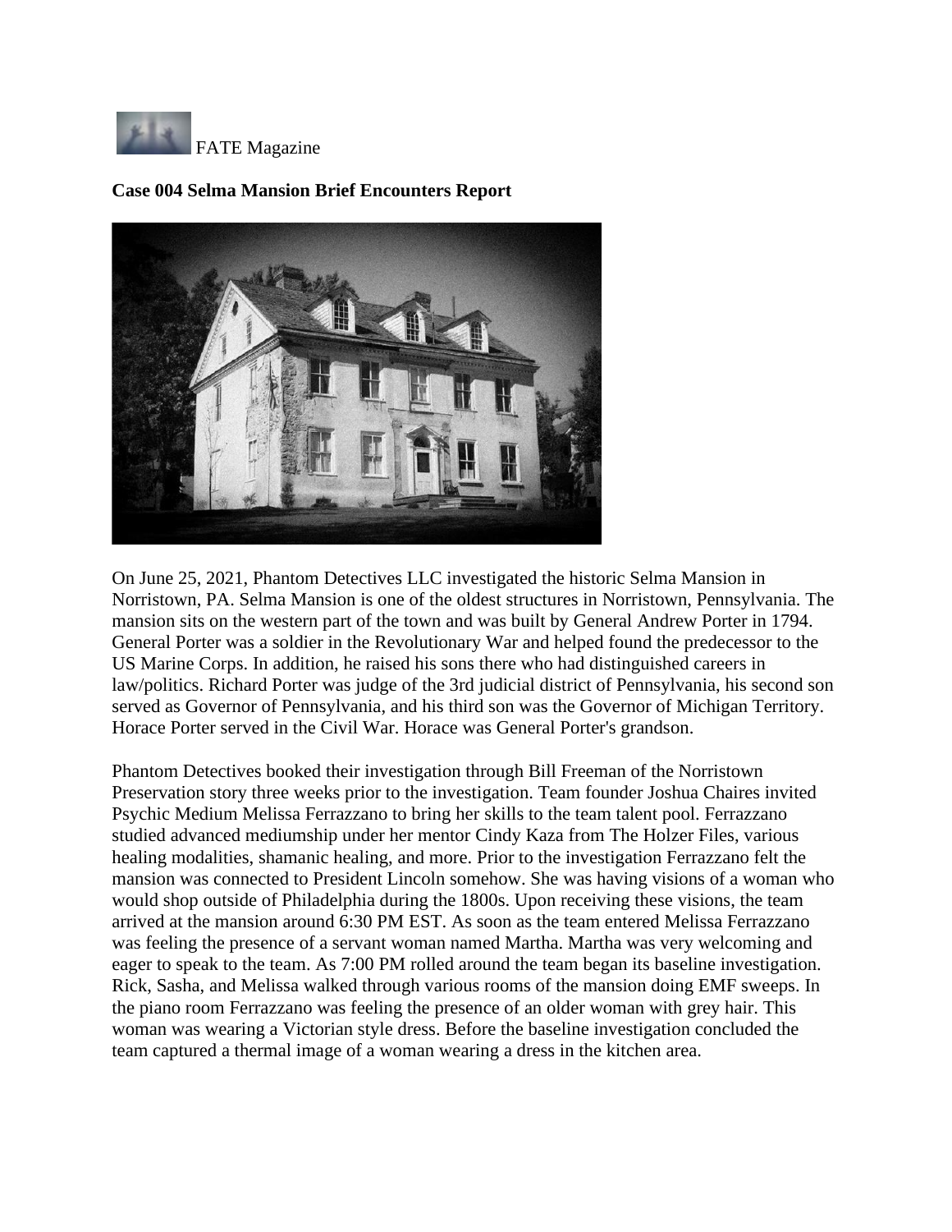FATE Magazine

**Case 004 Selma Mansion Brief Encounters Report**

On June 25, 2021, Phantom Detectives LLC investigated the historic Selma Mansion in Norristown, PA. Selma Mansion is one of the oldest structures in Norristown, Pennsylvania. The mansion sits on the western part of the town and was built by General Andrew Porter in 1794. General Porter was a soldier in the Revolutionary War and helped found the predecessor to the US Marine Corps. In addition, he raised his sons there who had distinguished careers in law/politics. Richard Porter was judge of the 3rd judicial district of Pennsylvania, his second son served as Governor of Pennsylvania, and his third son was the Governor of Michigan Territory. Horace Porter served in the Civil War. Horace was General Porter's grandson.

Phantom Detectives booked their investigation through Bill Freeman of the Norristown Preservation story three weeks prior to the investigation. Team founder Joshua Chaires invited Psychic Medium Melissa Ferrazzano to bring her skills to the team talent pool. Ferrazzano studied advanced mediumship under her mentor Cindy Kaza from The Holzer Files, various healing modalities, shamanic healing, and more. Prior to the investigation Ferrazzano felt the mansion was connected to President Lincoln somehow. She was having visions of a woman who would shop outside of Philadelphia during the 1800s. Upon receiving these visions, the team arrived at the mansion around 6:30 PM EST. As soon as the team entered Melissa Ferrazzano was feeling the presence of a servant woman named Martha. Martha was very welcoming and eager to speak to the team. As 7:00 PM rolled around the team began its baseline investigation. Rick, Sasha, and Melissa walked through various rooms of the mansion doing EMF sweeps. In the piano room Ferrazzano was feeling the presence of an older woman with grey hair. This woman was wearing a Victorian style dress. Before the baseline investigation concluded the team captured a thermal image of a woman wearing a dress in the kitchen area.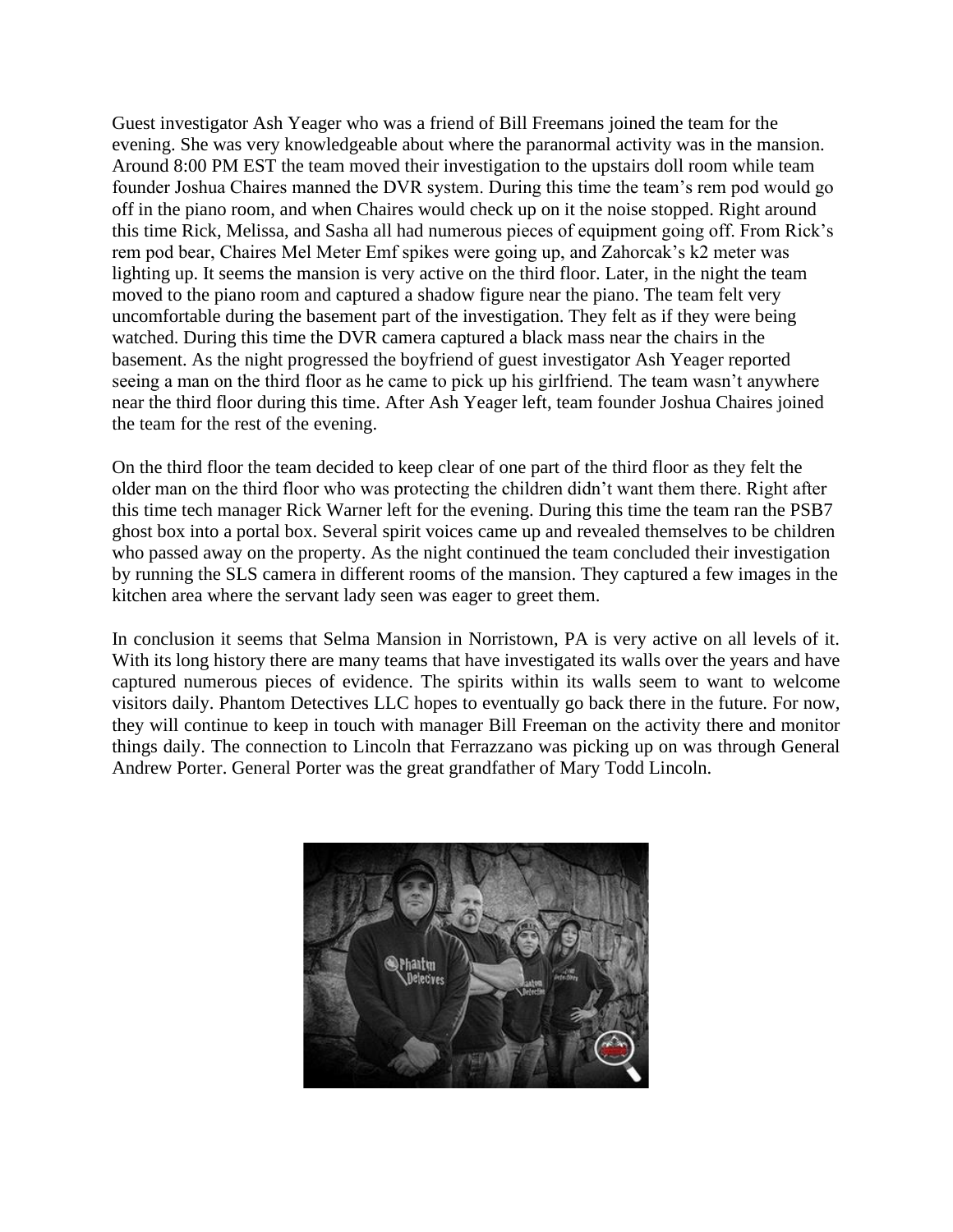Guest investigator Ash Yeager who was a friend of Bill Freemans joined the team for the evening. She was very knowledgeable about where the paranormal activity was in the mansion. Around 8:00 PM EST the team moved their investigation to the upstairs doll room while team founder Joshua Chaires manned the DVR system. During this time the team's rem pod would go off in the piano room, and when Chaires would check up on it the noise stopped. Right around this time Rick, Melissa, and Sasha all had numerous pieces of equipment going off. From Rick's rem pod bear, Chaires Mel Meter Emf spikes were going up, and Zahorcak's k2 meter was lighting up. It seems the mansion is very active on the third floor. Later, in the night the team moved to the piano room and captured a shadow figure near the piano. The team felt very uncomfortable during the basement part of the investigation. They felt as if they were being watched. During this time the DVR camera captured a black mass near the chairs in the basement. As the night progressed the boyfriend of guest investigator Ash Yeager reported seeing a man on the third floor as he came to pick up his girlfriend. The team wasn't anywhere near the third floor during this time. After Ash Yeager left, team founder Joshua Chaires joined the team for the rest of the evening.

On the third floor the team decided to keep clear of one part of the third floor as they felt the older man on the third floor who was protecting the children didn't want them there. Right after this time tech manager Rick Warner left for the evening. During this time the team ran the PSB7 ghost box into a portal box. Several spirit voices came up and revealed themselves to be children who passed away on the property. As the night continued the team concluded their investigation by running the SLS camera in different rooms of the mansion. They captured a few images in the kitchen area where the servant lady seen was eager to greet them.

In conclusion it seems that Selma Mansion in Norristown, PA is very active on all levels of it. With its long history there are many teams that have investigated its walls over the years and have captured numerous pieces of evidence. The spirits within its walls seem to want to welcome visitors daily. Phantom Detectives LLC hopes to eventually go back there in the future. For now, they will continue to keep in touch with manager Bill Freeman on the activity there and monitor things daily. The connection to Lincoln that Ferrazzano was picking up on was through General Andrew Porter. General Porter was the great grandfather of Mary Todd Lincoln.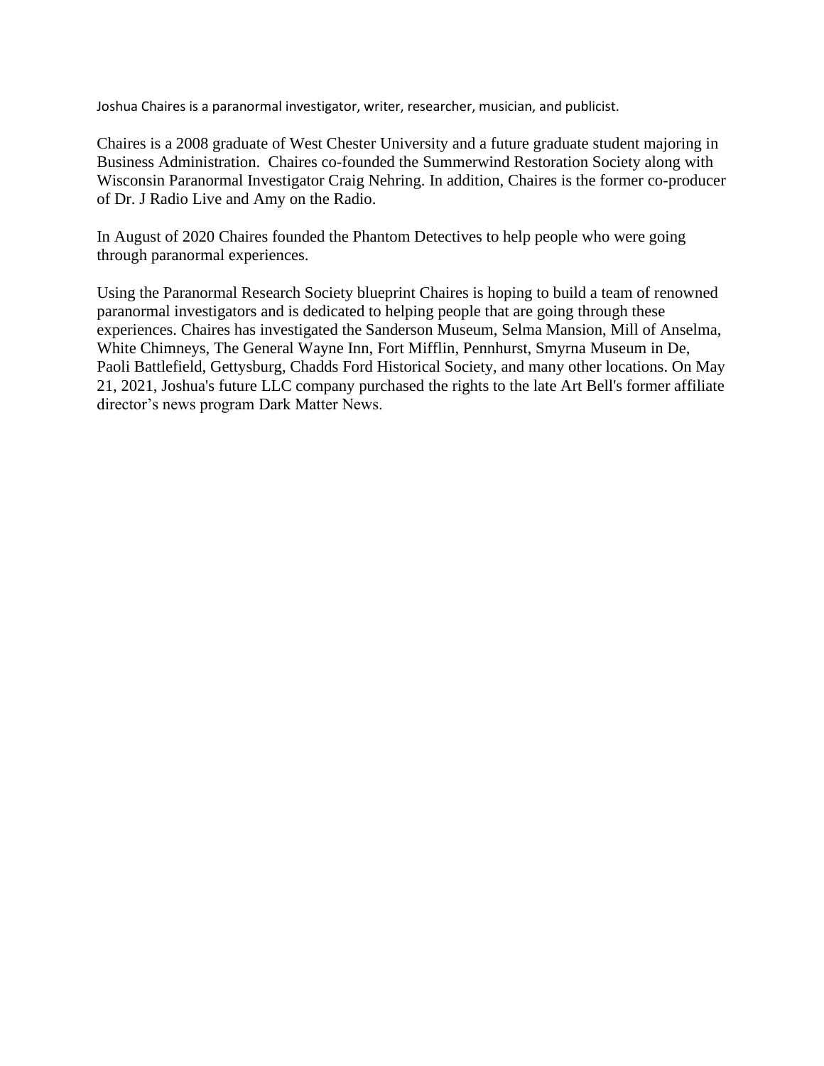Joshua Chaires is a paranormal investigator, writer, researcher, musician, and publicist.

Chaires is a 2008 graduate of West Chester University and a future graduate student majoring in Business Administration. Chaires co-founded the Summerwind Restoration Society along with Wisconsin Paranormal Investigator Craig Nehring. In addition, Chaires is the former co-producer of Dr. J Radio Live and Amy on the Radio.

In August of 2020 Chaires founded the Phantom Detectives to help people who were going through paranormal experiences.

Using the Paranormal Research Society blueprint Chaires is hoping to build a team of renowned paranormal investigators and is dedicated to helping people that are going through these experiences. Chaires has investigated the Sanderson Museum, Selma Mansion, Mill of Anselma, White Chimneys, The General Wayne Inn, Fort Mifflin, Pennhurst, Smyrna Museum in De, Paoli Battlefield, Gettysburg, Chadds Ford Historical Society, and many other locations. On May 21, 2021, Joshua's future LLC company purchased the rights to the late Art Bell's former affiliate director's news program Dark Matter News.